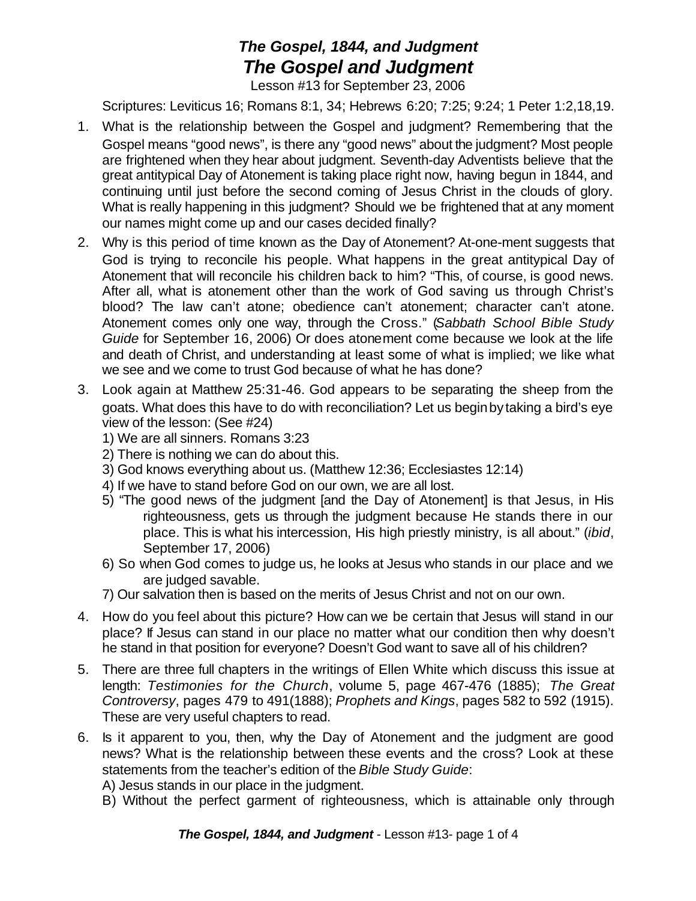# *The Gospel, 1844, and Judgment*

## *The Gospel and Judgment*

Lesson #13 for September 23, 2006

Scriptures: Leviticus 16; Romans 8:1, 34; Hebrews 6:20; 7:25; 9:24; 1 Peter 1:2,18,19.

1. What is the relationship between the Gospel and judgment? Remembering that the Gospel means "good news", is there any "good news" about the judgment? Most people are frightened when they hear about judgment. Seventh-day Adventists believe that the great antitypical Day of Atonement is taking place right now, having begun in 1844, and continuing until just before the second coming of Jesus Christ in the clouds of glory. What is really happening in this judgment? Should we be frightened that at any moment our names might come up and our cases decided finally?

2. Why is this period of time known as the Day of Atonement? At-one-ment suggests that God is trying to reconcile his people. What happens in the great antitypical Day of Atonement that will reconcile his children back to him? "This, of course, is good news. After all, what is atonement other than the work of God saving us through Christ's blood? The law can't atone; obedience can't atonement; character can't atone. Atonement comes only one way, through the Cross." (*Sabbath School Bible Study Guide* for September 16, 2006) Or does atonement come because we look at the life and death of Christ, and understanding at least some of what is implied; we like what we see and we come to trust God because of what he has done?

3. Look again at Matthew 25:31-46. God appears to be separating the sheep from the goats. What does this have to do with reconciliation? Let us begin by taking a bird's eye view of the lesson: (See #24)
   1) We are all sinners. Romans 3:23
   2) There is nothing we can do about this.
   3) God knows everything about us. (Matthew 12:36; Ecclesiastes 12:14)
   4) If we have to stand before God on our own, we are all lost.
   5) "The good news of the judgment [and the Day of Atonement] is that Jesus, in His righteousness, gets us through the judgment because He stands there in our place. This is what his intercession, His high priestly ministry, is all about." (*ibid*, September 17, 2006)
   6) So when God comes to judge us, he looks at Jesus who stands in our place and we are judged savable.
   7) Our salvation then is based on the merits of Jesus Christ and not on our own.

4. How do you feel about this picture? How can we be certain that Jesus will stand in our place? If Jesus can stand in our place no matter what our condition then why doesn't he stand in that position for everyone? Doesn't God want to save all of his children?

5. There are three full chapters in the writings of Ellen White which discuss this issue at length: *Testimonies for the Church*, volume 5, page 467-476 (1885); *The Great Controversy*, pages 479 to 491(1888); *Prophets and Kings*, pages 582 to 592 (1915). These are very useful chapters to read.

6. Is it apparent to you, then, why the Day of Atonement and the judgment are good news? What is the relationship between these events and the cross? Look at these statements from the teacher's edition of the *Bible Study Guide*:
   A) Jesus stands in our place in the judgment.
   B) Without the perfect garment of righteousness, which is attainable only through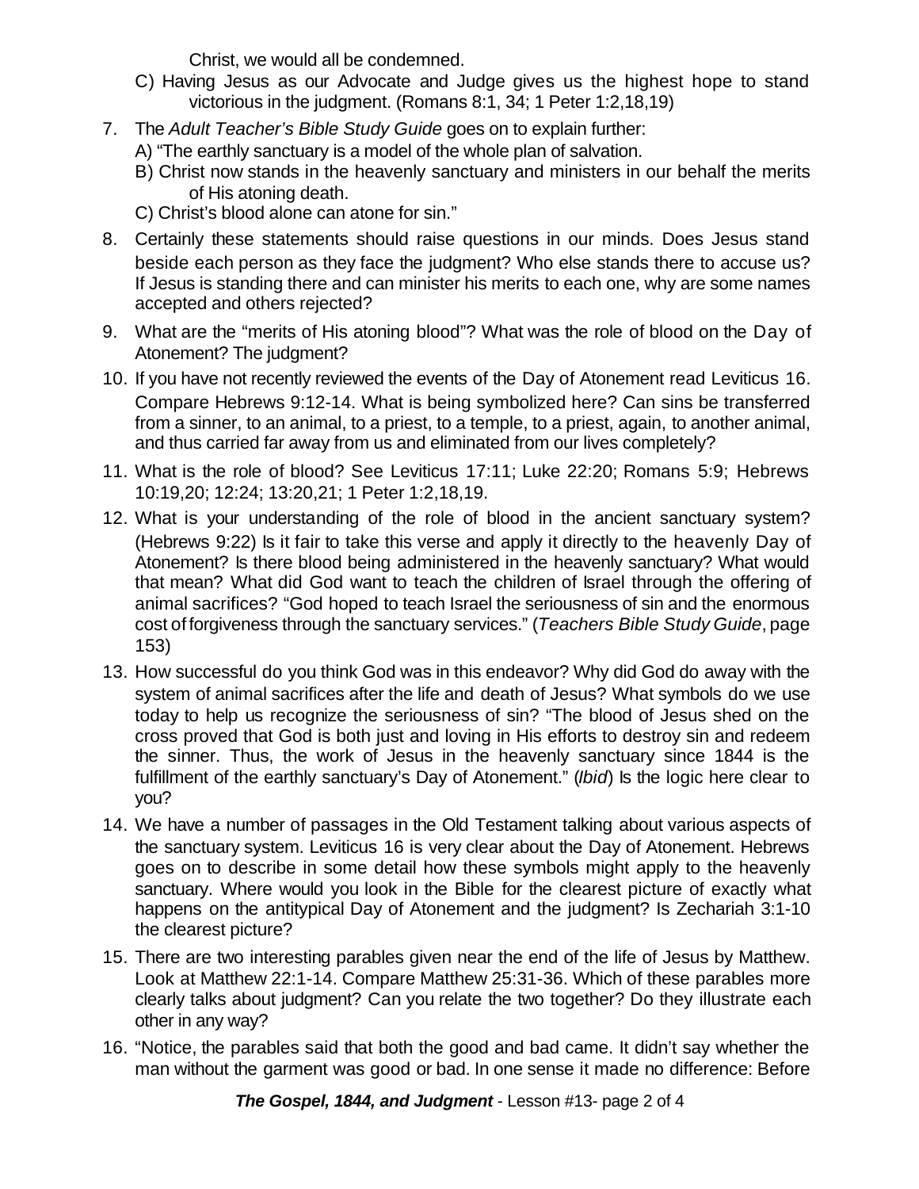Christ, we would all be condemned.

C) Having Jesus as our Advocate and Judge gives us the highest hope to stand victorious in the judgment. (Romans 8:1, 34; 1 Peter 1:2,18,19)

7. The *Adult Teacher's Bible Study Guide* goes on to explain further:
   A) "The earthly sanctuary is a model of the whole plan of salvation.
   B) Christ now stands in the heavenly sanctuary and ministers in our behalf the merits of His atoning death.
   C) Christ's blood alone can atone for sin."
8. Certainly these statements should raise questions in our minds. Does Jesus stand beside each person as they face the judgment? Who else stands there to accuse us? If Jesus is standing there and can minister his merits to each one, why are some names accepted and others rejected?
9. What are the "merits of His atoning blood"? What was the role of blood on the Day of Atonement? The judgment?
10. If you have not recently reviewed the events of the Day of Atonement read Leviticus 16. Compare Hebrews 9:12-14. What is being symbolized here? Can sins be transferred from a sinner, to an animal, to a priest, to a temple, to a priest, again, to another animal, and thus carried far away from us and eliminated from our lives completely?
11. What is the role of blood? See Leviticus 17:11; Luke 22:20; Romans 5:9; Hebrews 10:19,20; 12:24; 13:20,21; 1 Peter 1:2,18,19.
12. What is your understanding of the role of blood in the ancient sanctuary system? (Hebrews 9:22) Is it fair to take this verse and apply it directly to the heavenly Day of Atonement? Is there blood being administered in the heavenly sanctuary? What would that mean? What did God want to teach the children of Israel through the offering of animal sacrifices? "God hoped to teach Israel the seriousness of sin and the enormous cost of forgiveness through the sanctuary services." (*Teachers Bible Study Guide*, page 153)
13. How successful do you think God was in this endeavor? Why did God do away with the system of animal sacrifices after the life and death of Jesus? What symbols do we use today to help us recognize the seriousness of sin? "The blood of Jesus shed on the cross proved that God is both just and loving in His efforts to destroy sin and redeem the sinner. Thus, the work of Jesus in the heavenly sanctuary since 1844 is the fulfillment of the earthly sanctuary's Day of Atonement." (*Ibid*) Is the logic here clear to you?
14. We have a number of passages in the Old Testament talking about various aspects of the sanctuary system. Leviticus 16 is very clear about the Day of Atonement. Hebrews goes on to describe in some detail how these symbols might apply to the heavenly sanctuary. Where would you look in the Bible for the clearest picture of exactly what happens on the antitypical Day of Atonement and the judgment? Is Zechariah 3:1-10 the clearest picture?
15. There are two interesting parables given near the end of the life of Jesus by Matthew. Look at Matthew 22:1-14. Compare Matthew 25:31-36. Which of these parables more clearly talks about judgment? Can you relate the two together? Do they illustrate each other in any way?
16. "Notice, the parables said that both the good and bad came. It didn't say whether the man without the garment was good or bad. In one sense it made no difference: Before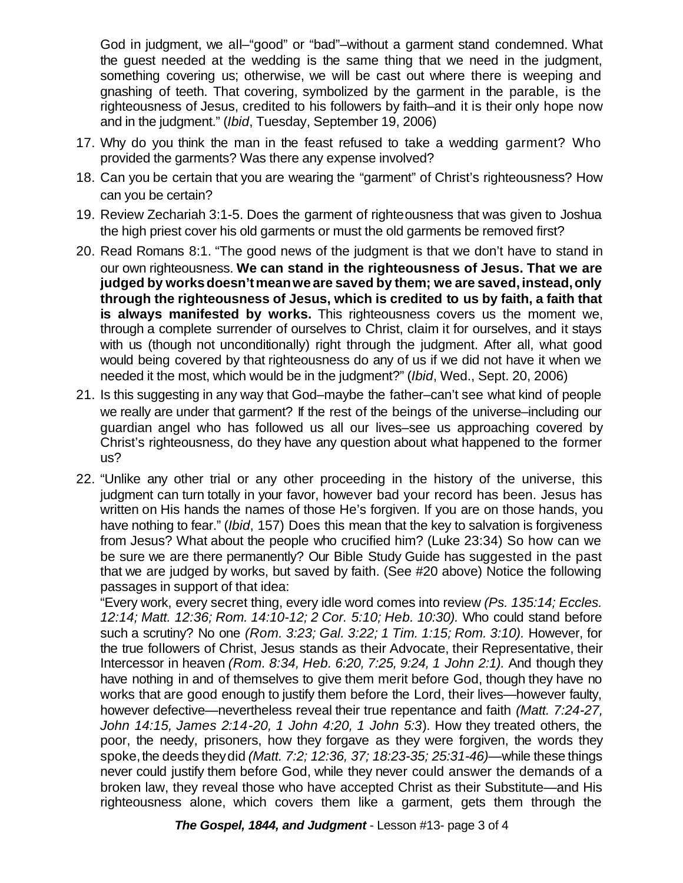God in judgment, we all–"good" or "bad"–without a garment stand condemned. What the guest needed at the wedding is the same thing that we need in the judgment, something covering us; otherwise, we will be cast out where there is weeping and gnashing of teeth. That covering, symbolized by the garment in the parable, is the righteousness of Jesus, credited to his followers by faith–and it is their only hope now and in the judgment." (*Ibid*, Tuesday, September 19, 2006)

17. Why do you think the man in the feast refused to take a wedding garment? Who provided the garments? Was there any expense involved?
18. Can you be certain that you are wearing the "garment" of Christ's righteousness? How can you be certain?
19. Review Zechariah 3:1-5. Does the garment of righteousness that was given to Joshua the high priest cover his old garments or must the old garments be removed first?
20. Read Romans 8:1. "The good news of the judgment is that we don't have to stand in our own righteousness. **We can stand in the righteousness of Jesus. That we are judged by works doesn't mean we are saved by them; we are saved, instead, only through the righteousness of Jesus, which is credited to us by faith, a faith that is always manifested by works.** This righteousness covers us the moment we, through a complete surrender of ourselves to Christ, claim it for ourselves, and it stays with us (though not unconditionally) right through the judgment. After all, what good would being covered by that righteousness do any of us if we did not have it when we needed it the most, which would be in the judgment?" (*Ibid*, Wed., Sept. 20, 2006)
21. Is this suggesting in any way that God–maybe the father–can't see what kind of people we really are under that garment? If the rest of the beings of the universe–including our guardian angel who has followed us all our lives–see us approaching covered by Christ's righteousness, do they have any question about what happened to the former us?
22. "Unlike any other trial or any other proceeding in the history of the universe, this judgment can turn totally in your favor, however bad your record has been. Jesus has written on His hands the names of those He's forgiven. If you are on those hands, you have nothing to fear." (*Ibid*, 157) Does this mean that the key to salvation is forgiveness from Jesus? What about the people who crucified him? (Luke 23:34) So how can we be sure we are there permanently? Our Bible Study Guide has suggested in the past that we are judged by works, but saved by faith. (See #20 above) Notice the following passages in support of that idea:

   "Every work, every secret thing, every idle word comes into review *(Ps. 135:14; Eccles. 12:14; Matt. 12:36; Rom. 14:10-12; 2 Cor. 5:10; Heb. 10:30).* Who could stand before such a scrutiny? No one *(Rom. 3:23; Gal. 3:22; 1 Tim. 1:15; Rom. 3:10).* However, for the true followers of Christ, Jesus stands as their Advocate, their Representative, their Intercessor in heaven *(Rom. 8:34, Heb. 6:20, 7:25, 9:24, 1 John 2:1).* And though they have nothing in and of themselves to give them merit before God, though they have no works that are good enough to justify them before the Lord, their lives—however faulty, however defective—nevertheless reveal their true repentance and faith *(Matt. 7:24-27, John 14:15, James 2:14-20, 1 John 4:20, 1 John 5:3*). How they treated others, the poor, the needy, prisoners, how they forgave as they were forgiven, the words they spoke, the deeds they did *(Matt. 7:2; 12:36, 37; 18:23-35; 25:31-46)*—while these things never could justify them before God, while they never could answer the demands of a broken law, they reveal those who have accepted Christ as their Substitute—and His righteousness alone, which covers them like a garment, gets them through the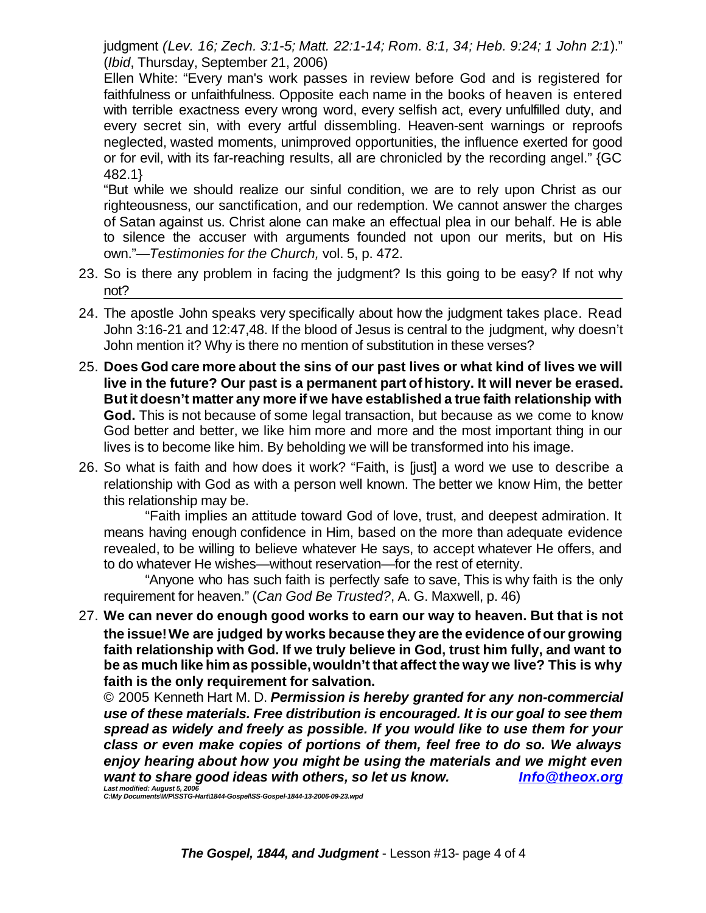judgment *(Lev. 16; Zech. 3:1-5; Matt. 22:1-14; Rom. 8:1, 34; Heb. 9:24; 1 John 2:1*)." (*Ibid*, Thursday, September 21, 2006)

Ellen White: "Every man's work passes in review before God and is registered for faithfulness or unfaithfulness. Opposite each name in the books of heaven is entered with terrible exactness every wrong word, every selfish act, every unfulfilled duty, and every secret sin, with every artful dissembling. Heaven-sent warnings or reproofs neglected, wasted moments, unimproved opportunities, the influence exerted for good or for evil, with its far-reaching results, all are chronicled by the recording angel." {GC 482.1}

"But while we should realize our sinful condition, we are to rely upon Christ as our righteousness, our sanctification, and our redemption. We cannot answer the charges of Satan against us. Christ alone can make an effectual plea in our behalf. He is able to silence the accuser with arguments founded not upon our merits, but on His own."—*Testimonies for the Church,* vol. 5, p. 472.

23. So is there any problem in facing the judgment? Is this going to be easy? If not why not?
24. The apostle John speaks very specifically about how the judgment takes place. Read John 3:16-21 and 12:47,48. If the blood of Jesus is central to the judgment, why doesn't John mention it? Why is there no mention of substitution in these verses?
25. **Does God care more about the sins of our past lives or what kind of lives we will live in the future? Our past is a permanent part of history. It will never be erased. But it doesn't matter any more if we have established a true faith relationship with God.** This is not because of some legal transaction, but because as we come to know God better and better, we like him more and more and the most important thing in our lives is to become like him. By beholding we will be transformed into his image.
26. So what is faith and how does it work? "Faith, is [just] a word we use to describe a relationship with God as with a person well known. The better we know Him, the better this relationship may be.

    "Faith implies an attitude toward God of love, trust, and deepest admiration. It means having enough confidence in Him, based on the more than adequate evidence revealed, to be willing to believe whatever He says, to accept whatever He offers, and to do whatever He wishes—without reservation—for the rest of eternity.

    "Anyone who has such faith is perfectly safe to save, This is why faith is the only requirement for heaven." (*Can God Be Trusted?*, A. G. Maxwell, p. 46)
27. **We can never do enough good works to earn our way to heaven. But that is not the issue! We are judged by works because they are the evidence of our growing faith relationship with God. If we truly believe in God, trust him fully, and want to be as much like him as possible, wouldn't that affect the way we live? This is why faith is the only requirement for salvation.**

© 2005 Kenneth Hart M. D. ***Permission is hereby granted for any non-commercial use of these materials. Free distribution is encouraged. It is our goal to see them spread as widely and freely as possible. If you would like to use them for your class or even make copies of portions of them, feel free to do so. We always enjoy hearing about how you might be using the materials and we might even want to share good ideas with others, so let us know.*** ***Info@theox.org***

***Last modified: August 5, 2006***
***C:\My Documents\WP\SSTG-Hart\1844-Gospel\SS-Gospel-1844-13-2006-09-23.wpd***